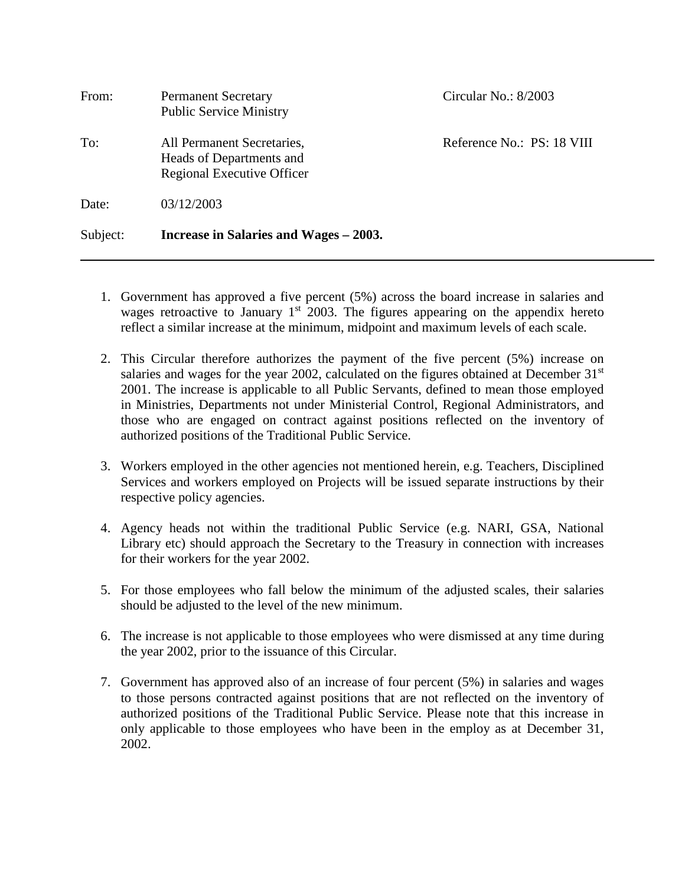| | | |
|---|---|---|
| From: | Permanent Secretary<br>Public Service Ministry | Circular No.: 8/2003 |
| To: | All Permanent Secretaries,<br>Heads of Departments and<br>Regional Executive Officer | Reference No.: PS: 18 VIII |
| Date: | 03/12/2003 | |
| Subject: | **Increase in Salaries and Wages – 2003.** | |

---

1. Government has approved a five percent (5%) across the board increase in salaries and wages retroactive to January 1st 2003. The figures appearing on the appendix hereto reflect a similar increase at the minimum, midpoint and maximum levels of each scale.

2. This Circular therefore authorizes the payment of the five percent (5%) increase on salaries and wages for the year 2002, calculated on the figures obtained at December 31st 2001. The increase is applicable to all Public Servants, defined to mean those employed in Ministries, Departments not under Ministerial Control, Regional Administrators, and those who are engaged on contract against positions reflected on the inventory of authorized positions of the Traditional Public Service.

3. Workers employed in the other agencies not mentioned herein, e.g. Teachers, Disciplined Services and workers employed on Projects will be issued separate instructions by their respective policy agencies.

4. Agency heads not within the traditional Public Service (e.g. NARI, GSA, National Library etc) should approach the Secretary to the Treasury in connection with increases for their workers for the year 2002.

5. For those employees who fall below the minimum of the adjusted scales, their salaries should be adjusted to the level of the new minimum.

6. The increase is not applicable to those employees who were dismissed at any time during the year 2002, prior to the issuance of this Circular.

7. Government has approved also of an increase of four percent (5%) in salaries and wages to those persons contracted against positions that are not reflected on the inventory of authorized positions of the Traditional Public Service. Please note that this increase in only applicable to those employees who have been in the employ as at December 31, 2002.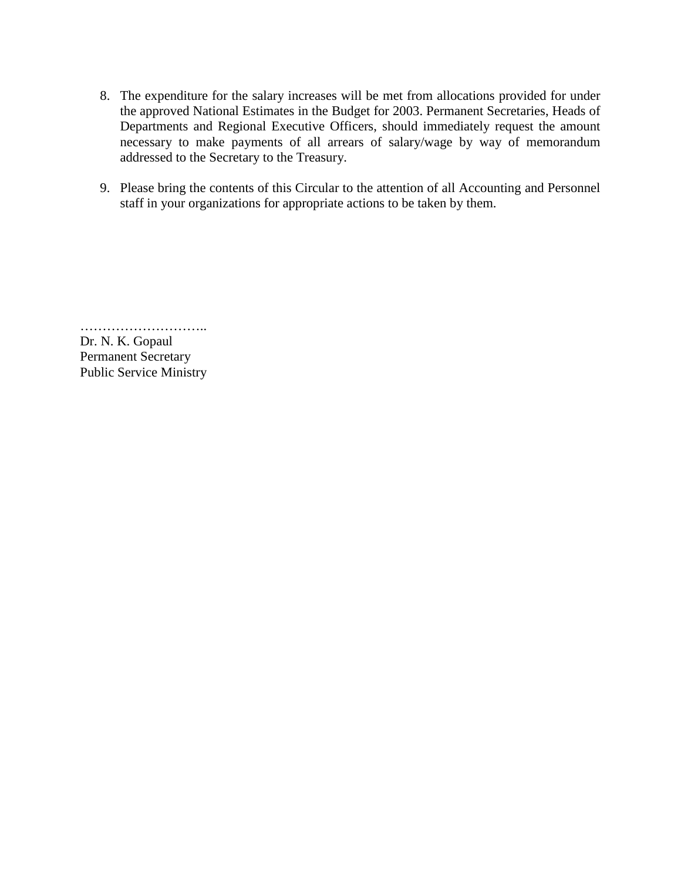8. The expenditure for the salary increases will be met from allocations provided for under the approved National Estimates in the Budget for 2003. Permanent Secretaries, Heads of Departments and Regional Executive Officers, should immediately request the amount necessary to make payments of all arrears of salary/wage by way of memorandum addressed to the Secretary to the Treasury.

9. Please bring the contents of this Circular to the attention of all Accounting and Personnel staff in your organizations for appropriate actions to be taken by them.

………………………..
Dr. N. K. Gopaul
Permanent Secretary
Public Service Ministry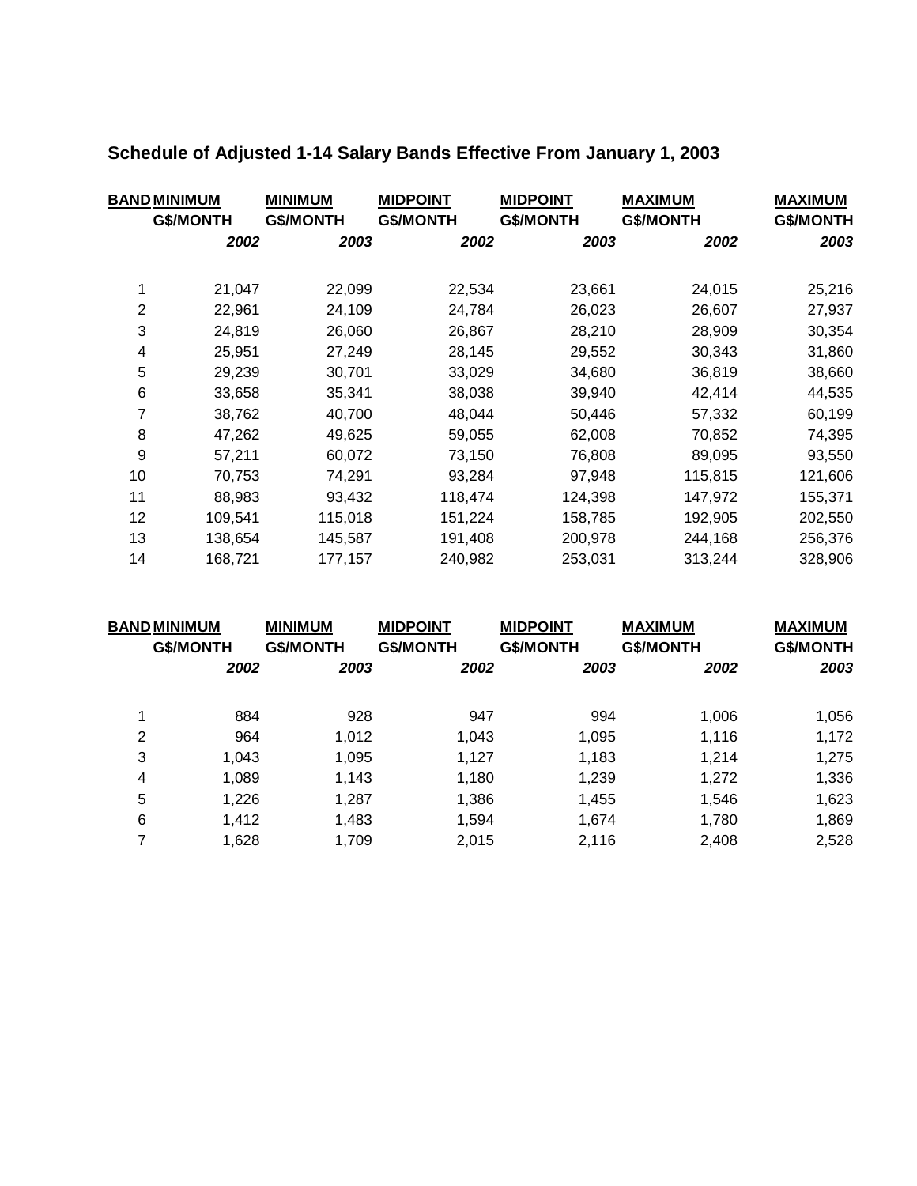**Schedule of Adjusted 1-14 Salary Bands Effective From January 1, 2003**

| BAND | MINIMUM G$/MONTH *2002* | MINIMUM G$/MONTH *2003* | MIDPOINT G$/MONTH *2002* | MIDPOINT G$/MONTH *2003* | MAXIMUM G$/MONTH *2002* | MAXIMUM G$/MONTH *2003* |
|---|---|---|---|---|---|---|
| 1 | 21,047 | 22,099 | 22,534 | 23,661 | 24,015 | 25,216 |
| 2 | 22,961 | 24,109 | 24,784 | 26,023 | 26,607 | 27,937 |
| 3 | 24,819 | 26,060 | 26,867 | 28,210 | 28,909 | 30,354 |
| 4 | 25,951 | 27,249 | 28,145 | 29,552 | 30,343 | 31,860 |
| 5 | 29,239 | 30,701 | 33,029 | 34,680 | 36,819 | 38,660 |
| 6 | 33,658 | 35,341 | 38,038 | 39,940 | 42,414 | 44,535 |
| 7 | 38,762 | 40,700 | 48,044 | 50,446 | 57,332 | 60,199 |
| 8 | 47,262 | 49,625 | 59,055 | 62,008 | 70,852 | 74,395 |
| 9 | 57,211 | 60,072 | 73,150 | 76,808 | 89,095 | 93,550 |
| 10 | 70,753 | 74,291 | 93,284 | 97,948 | 115,815 | 121,606 |
| 11 | 88,983 | 93,432 | 118,474 | 124,398 | 147,972 | 155,371 |
| 12 | 109,541 | 115,018 | 151,224 | 158,785 | 192,905 | 202,550 |
| 13 | 138,654 | 145,587 | 191,408 | 200,978 | 244,168 | 256,376 |
| 14 | 168,721 | 177,157 | 240,982 | 253,031 | 313,244 | 328,906 |

| BAND | MINIMUM G$/MONTH *2002* | MINIMUM G$/MONTH *2003* | MIDPOINT G$/MONTH *2002* | MIDPOINT G$/MONTH *2003* | MAXIMUM G$/MONTH *2002* | MAXIMUM G$/MONTH *2003* |
|---|---|---|---|---|---|---|
| 1 | 884 | 928 | 947 | 994 | 1,006 | 1,056 |
| 2 | 964 | 1,012 | 1,043 | 1,095 | 1,116 | 1,172 |
| 3 | 1,043 | 1,095 | 1,127 | 1,183 | 1,214 | 1,275 |
| 4 | 1,089 | 1,143 | 1,180 | 1,239 | 1,272 | 1,336 |
| 5 | 1,226 | 1,287 | 1,386 | 1,455 | 1,546 | 1,623 |
| 6 | 1,412 | 1,483 | 1,594 | 1,674 | 1,780 | 1,869 |
| 7 | 1,628 | 1,709 | 2,015 | 2,116 | 2,408 | 2,528 |